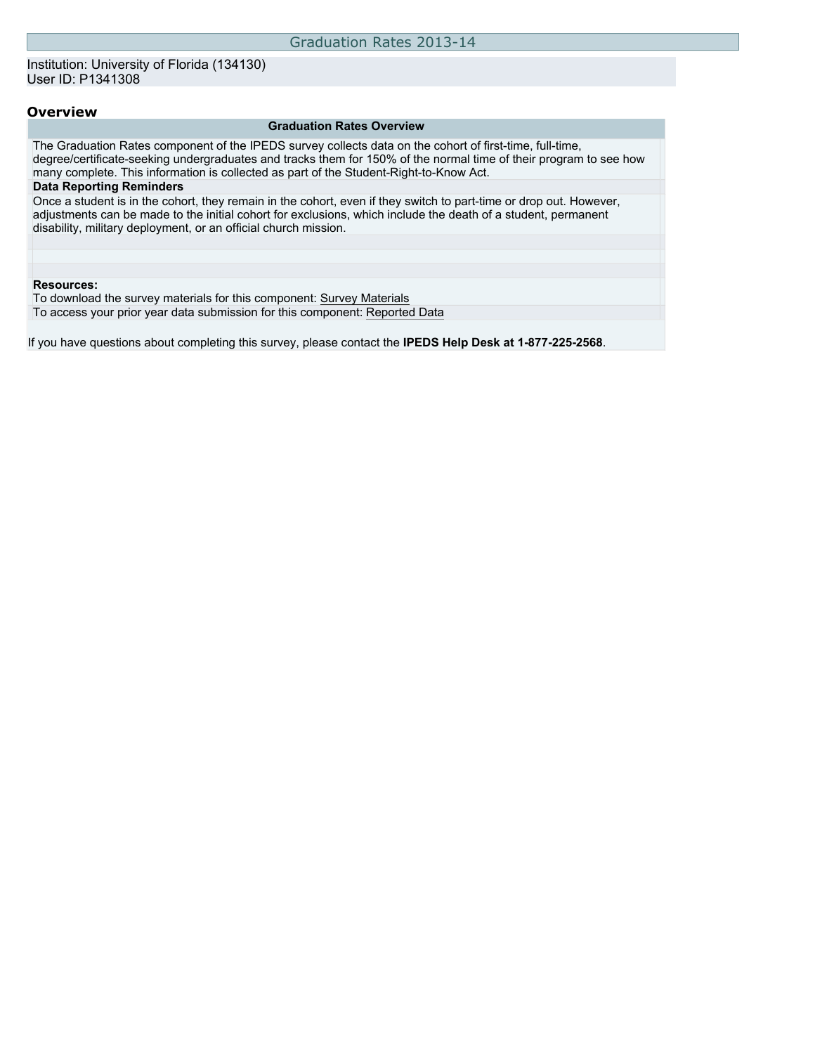# Graduation Rates 2013-14

Institution: University of Florida (134130)
User ID: P1341308

## Overview

| Graduation Rates Overview |
|---|
| The Graduation Rates component of the IPEDS survey collects data on the cohort of first-time, full-time, degree/certificate-seeking undergraduates and tracks them for 150% of the normal time of their program to see how many complete. This information is collected as part of the Student-Right-to-Know Act. |
| **Data Reporting Reminders** |
| Once a student is in the cohort, they remain in the cohort, even if they switch to part-time or drop out. However, adjustments can be made to the initial cohort for exclusions, which include the death of a student, permanent disability, military deployment, or an official church mission. |
| |
| |
| |
| **Resources:**<br>To download the survey materials for this component: Survey Materials |
| To access your prior year data submission for this component: Reported Data |
| If you have questions about completing this survey, please contact the **IPEDS Help Desk at 1-877-225-2568**. |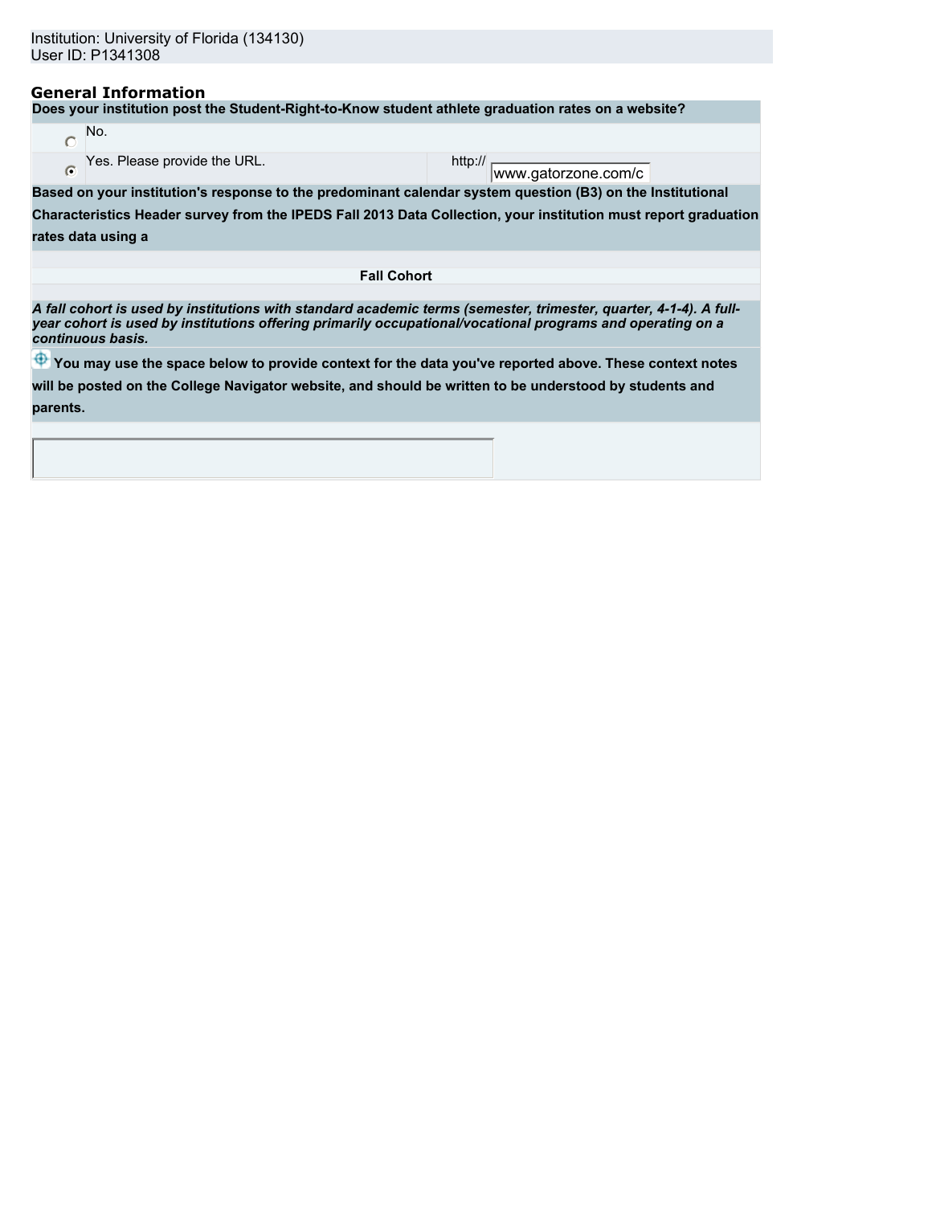Institution: University of Florida (134130)
User ID: P1341308

## General Information

**Does your institution post the Student-Right-to-Know student athlete graduation rates on a website?**

| | | |
|---|---|---|
| ○ | No. | |
| ● | Yes. Please provide the URL. | http:// www.gatorzone.com/c |

**Based on your institution's response to the predominant calendar system question (B3) on the Institutional Characteristics Header survey from the IPEDS Fall 2013 Data Collection, your institution must report graduation rates data using a**

**Fall Cohort**

***A fall cohort is used by institutions with standard academic terms (semester, trimester, quarter, 4-1-4). A full-year cohort is used by institutions offering primarily occupational/vocational programs and operating on a continuous basis.***

**You may use the space below to provide context for the data you've reported above. These context notes will be posted on the College Navigator website, and should be written to be understood by students and parents.**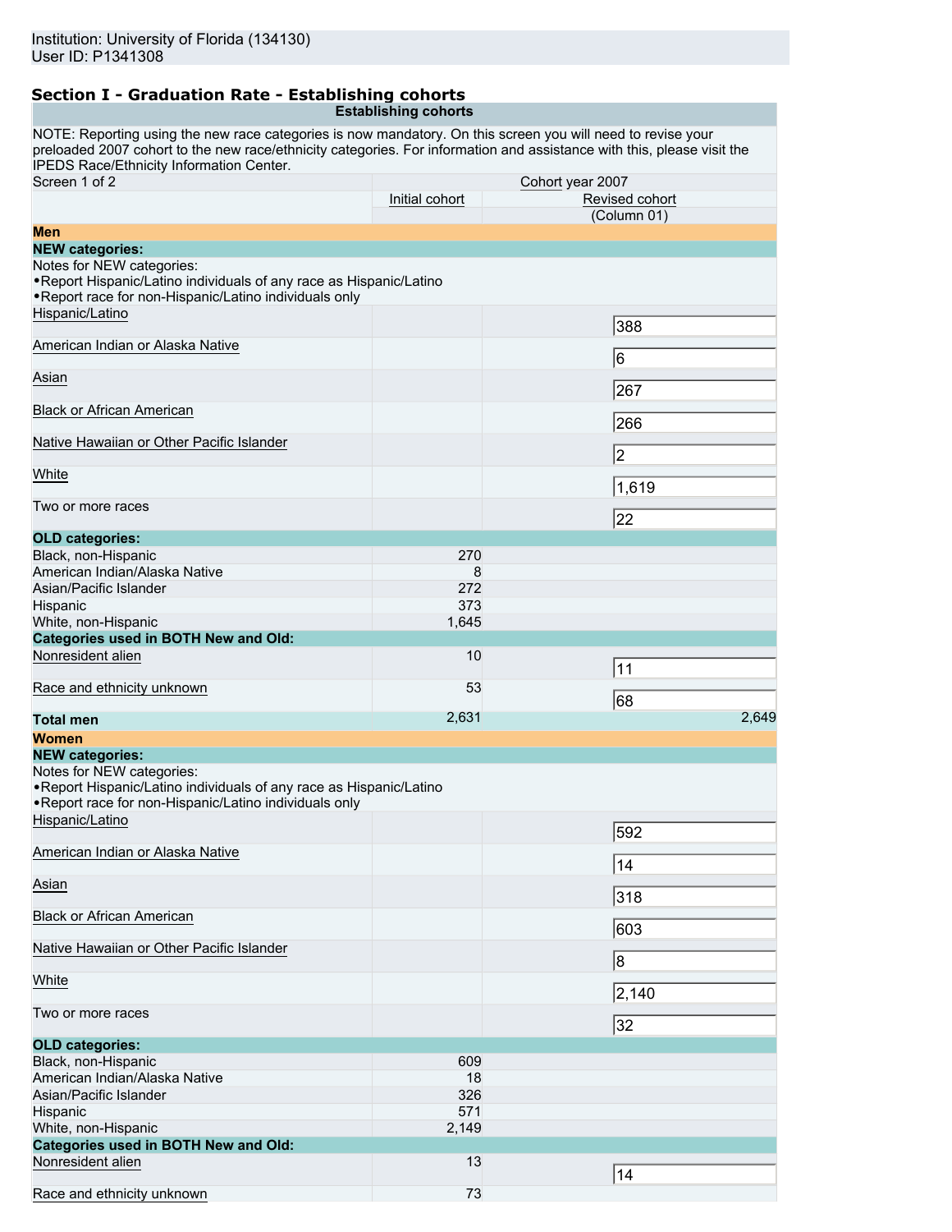Institution: University of Florida (134130)
User ID: P1341308

## Section I - Graduation Rate - Establishing cohorts

| Establishing cohorts | | |
|---|---|---|
| NOTE: Reporting using the new race categories is now mandatory. On this screen you will need to revise your preloaded 2007 cohort to the new race/ethnicity categories. For information and assistance with this, please visit the IPEDS Race/Ethnicity Information Center. | | |
| Screen 1 of 2 | Cohort year 2007 | |
| | Initial cohort | Revised cohort |
| | | (Column 01) |
| **Men** | | |
| **NEW categories:** | | |
| Notes for NEW categories:<br>•Report Hispanic/Latino individuals of any race as Hispanic/Latino<br>•Report race for non-Hispanic/Latino individuals only | | |
| Hispanic/Latino | | 388 |
| American Indian or Alaska Native | | 6 |
| Asian | | 267 |
| Black or African American | | 266 |
| Native Hawaiian or Other Pacific Islander | | 2 |
| White | | 1,619 |
| Two or more races | | 22 |
| **OLD categories:** | | |
| Black, non-Hispanic | 270 | |
| American Indian/Alaska Native | 8 | |
| Asian/Pacific Islander | 272 | |
| Hispanic | 373 | |
| White, non-Hispanic | 1,645 | |
| **Categories used in BOTH New and Old:** | | |
| Nonresident alien | 10 | 11 |
| Race and ethnicity unknown | 53 | 68 |
| **Total men** | 2,631 | 2,649 |
| **Women** | | |
| **NEW categories:** | | |
| Notes for NEW categories:<br>•Report Hispanic/Latino individuals of any race as Hispanic/Latino<br>•Report race for non-Hispanic/Latino individuals only | | |
| Hispanic/Latino | | 592 |
| American Indian or Alaska Native | | 14 |
| Asian | | 318 |
| Black or African American | | 603 |
| Native Hawaiian or Other Pacific Islander | | 8 |
| White | | 2,140 |
| Two or more races | | 32 |
| **OLD categories:** | | |
| Black, non-Hispanic | 609 | |
| American Indian/Alaska Native | 18 | |
| Asian/Pacific Islander | 326 | |
| Hispanic | 571 | |
| White, non-Hispanic | 2,149 | |
| **Categories used in BOTH New and Old:** | | |
| Nonresident alien | 13 | 14 |
| Race and ethnicity unknown | 73 | |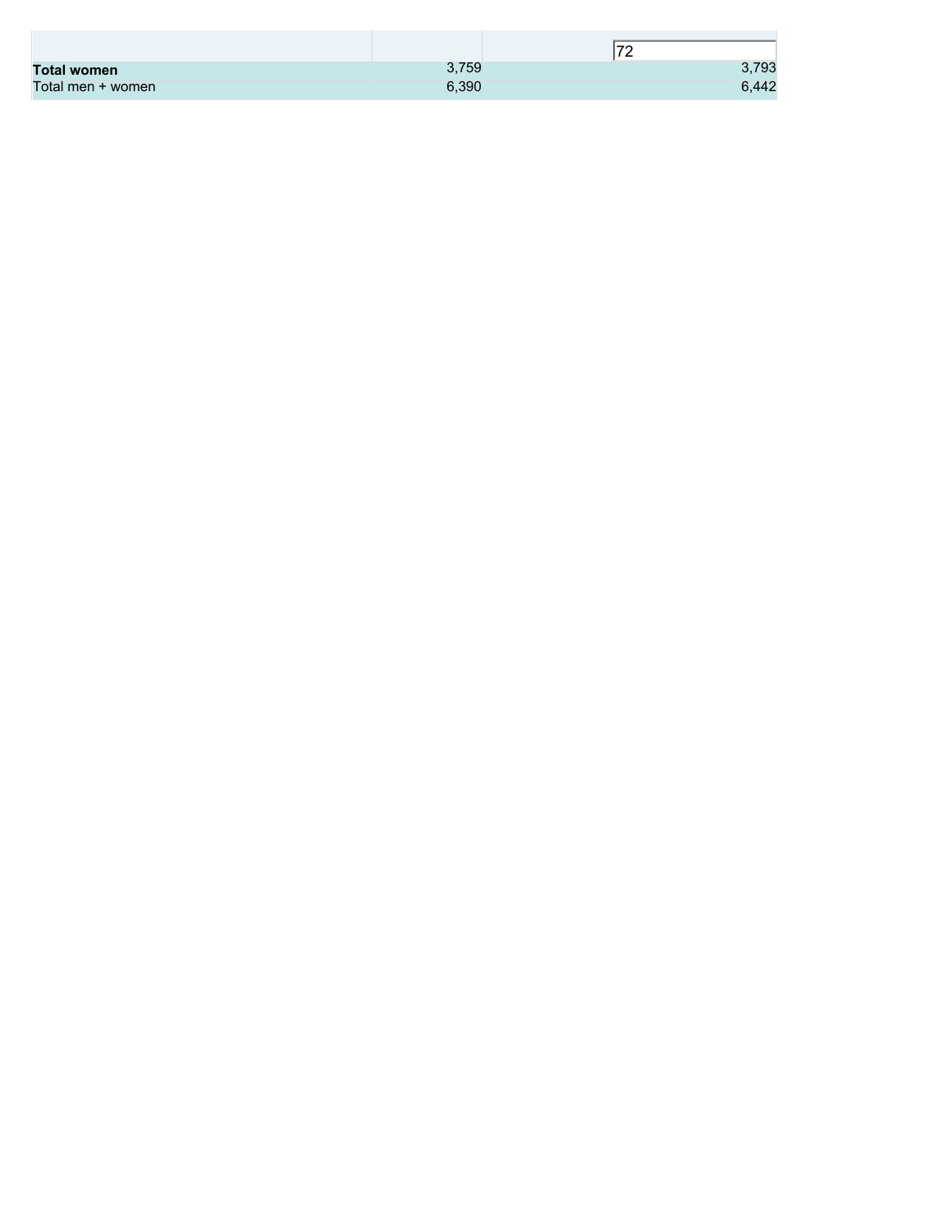| | | 72 |
|---|---|---|
| **Total women** | 3,759 | 3,793 |
| Total men + women | 6,390 | 6,442 |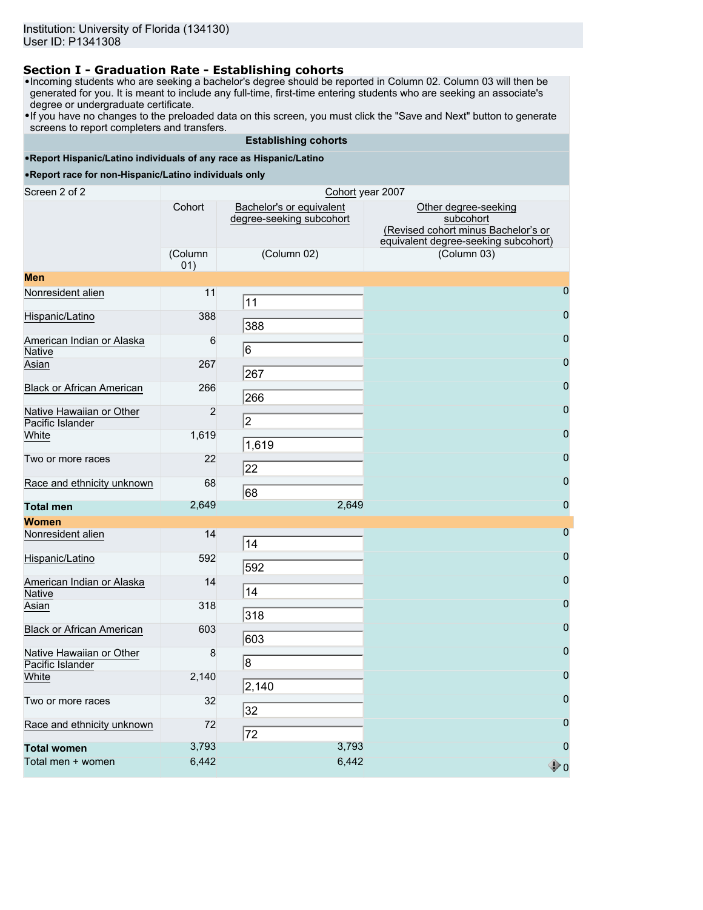Institution: University of Florida (134130)
User ID: P1341308

## Section I - Graduation Rate - Establishing cohorts

- Incoming students who are seeking a bachelor's degree should be reported in Column 02. Column 03 will then be generated for you. It is meant to include any full-time, first-time entering students who are seeking an associate's degree or undergraduate certificate.
- If you have no changes to the preloaded data on this screen, you must click the "Save and Next" button to generate screens to report completers and transfers.

**Establishing cohorts**

- **Report Hispanic/Latino individuals of any race as Hispanic/Latino**
- **Report race for non-Hispanic/Latino individuals only**

| Screen 2 of 2 | Cohort year 2007 | | |
|---|---|---|---|
| | Cohort | Bachelor's or equivalent degree-seeking subcohort | Other degree-seeking subcohort (Revised cohort minus Bachelor's or equivalent degree-seeking subcohort) |
| | (Column 01) | (Column 02) | (Column 03) |
| **Men** | | | |
| Nonresident alien | 11 | 11 | 0 |
| Hispanic/Latino | 388 | 388 | 0 |
| American Indian or Alaska Native | 6 | 6 | 0 |
| Asian | 267 | 267 | 0 |
| Black or African American | 266 | 266 | 0 |
| Native Hawaiian or Other Pacific Islander | 2 | 2 | 0 |
| White | 1,619 | 1,619 | 0 |
| Two or more races | 22 | 22 | 0 |
| Race and ethnicity unknown | 68 | 68 | 0 |
| **Total men** | 2,649 | 2,649 | 0 |
| **Women** | | | |
| Nonresident alien | 14 | 14 | 0 |
| Hispanic/Latino | 592 | 592 | 0 |
| American Indian or Alaska Native | 14 | 14 | 0 |
| Asian | 318 | 318 | 0 |
| Black or African American | 603 | 603 | 0 |
| Native Hawaiian or Other Pacific Islander | 8 | 8 | 0 |
| White | 2,140 | 2,140 | 0 |
| Two or more races | 32 | 32 | 0 |
| Race and ethnicity unknown | 72 | 72 | 0 |
| **Total women** | 3,793 | 3,793 | 0 |
| Total men + women | 6,442 | 6,442 | 0 |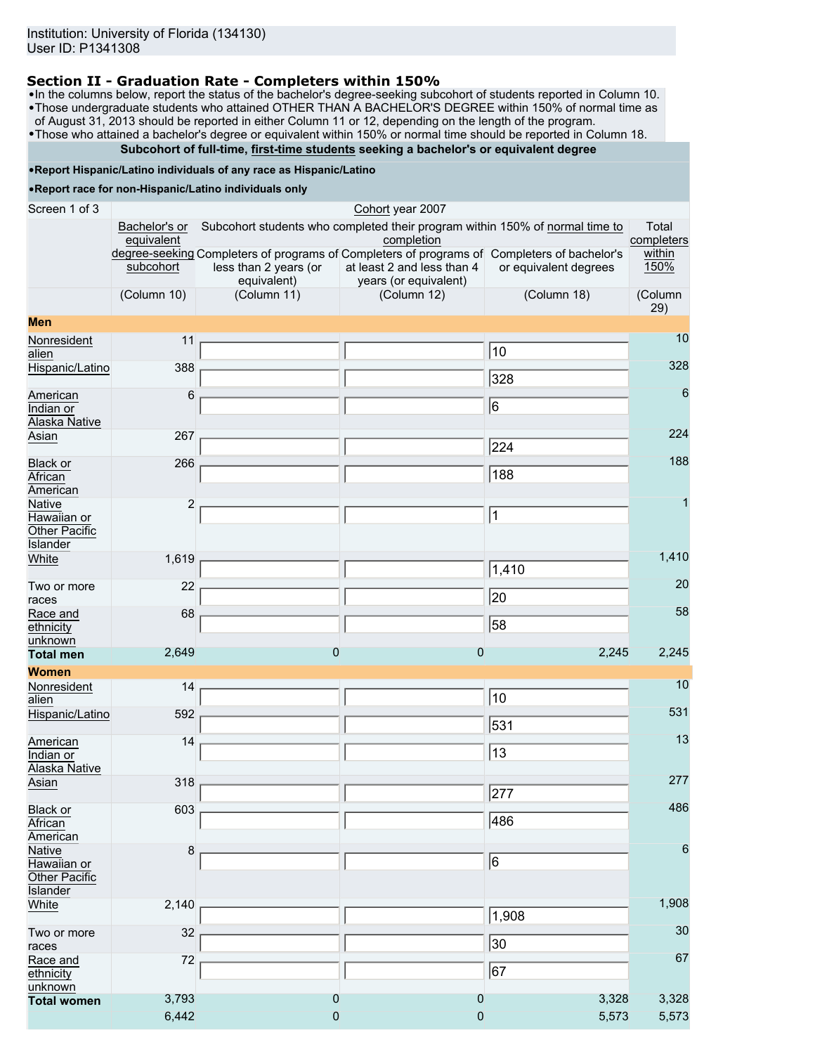Institution: University of Florida (134130)
User ID: P1341308

## Section II - Graduation Rate - Completers within 150%

- In the columns below, report the status of the bachelor's degree-seeking subcohort of students reported in Column 10.
- Those undergraduate students who attained OTHER THAN A BACHELOR'S DEGREE within 150% of normal time as of August 31, 2013 should be reported in either Column 11 or 12, depending on the length of the program.
- Those who attained a bachelor's degree or equivalent within 150% or normal time should be reported in Column 18.

**Subcohort of full-time, first-time students seeking a bachelor's or equivalent degree**

- **Report Hispanic/Latino individuals of any race as Hispanic/Latino**
- **Report race for non-Hispanic/Latino individuals only**

| Screen 1 of 3 | Cohort year 2007 | | | | |
|---|---|---|---|---|---|
| | Bachelor's or equivalent degree-seeking subcohort | Subcohort students who completed their program within 150% of normal time to completion | | | Total completers within 150% |
| | | Completers of programs of less than 2 years (or equivalent) | Completers of programs of at least 2 and less than 4 years (or equivalent) | Completers of bachelor's or equivalent degrees | |
| | (Column 10) | (Column 11) | (Column 12) | (Column 18) | (Column 29) |
| **Men** | | | | | |
| Nonresident alien | 11 | | | 10 | 10 |
| Hispanic/Latino | 388 | | | 328 | 328 |
| American Indian or Alaska Native | 6 | | | 6 | 6 |
| Asian | 267 | | | 224 | 224 |
| Black or African American | 266 | | | 188 | 188 |
| Native Hawaiian or Other Pacific Islander | 2 | | | 1 | 1 |
| White | 1,619 | | | 1,410 | 1,410 |
| Two or more races | 22 | | | 20 | 20 |
| Race and ethnicity unknown | 68 | | | 58 | 58 |
| **Total men** | 2,649 | 0 | 0 | 2,245 | 2,245 |
| **Women** | | | | | |
| Nonresident alien | 14 | | | 10 | 10 |
| Hispanic/Latino | 592 | | | 531 | 531 |
| American Indian or Alaska Native | 14 | | | 13 | 13 |
| Asian | 318 | | | 277 | 277 |
| Black or African American | 603 | | | 486 | 486 |
| Native Hawaiian or Other Pacific Islander | 8 | | | 6 | 6 |
| White | 2,140 | | | 1,908 | 1,908 |
| Two or more races | 32 | | | 30 | 30 |
| Race and ethnicity unknown | 72 | | | 67 | 67 |
| **Total women** | 3,793 | 0 | 0 | 3,328 | 3,328 |
| | 6,442 | 0 | 0 | 5,573 | 5,573 |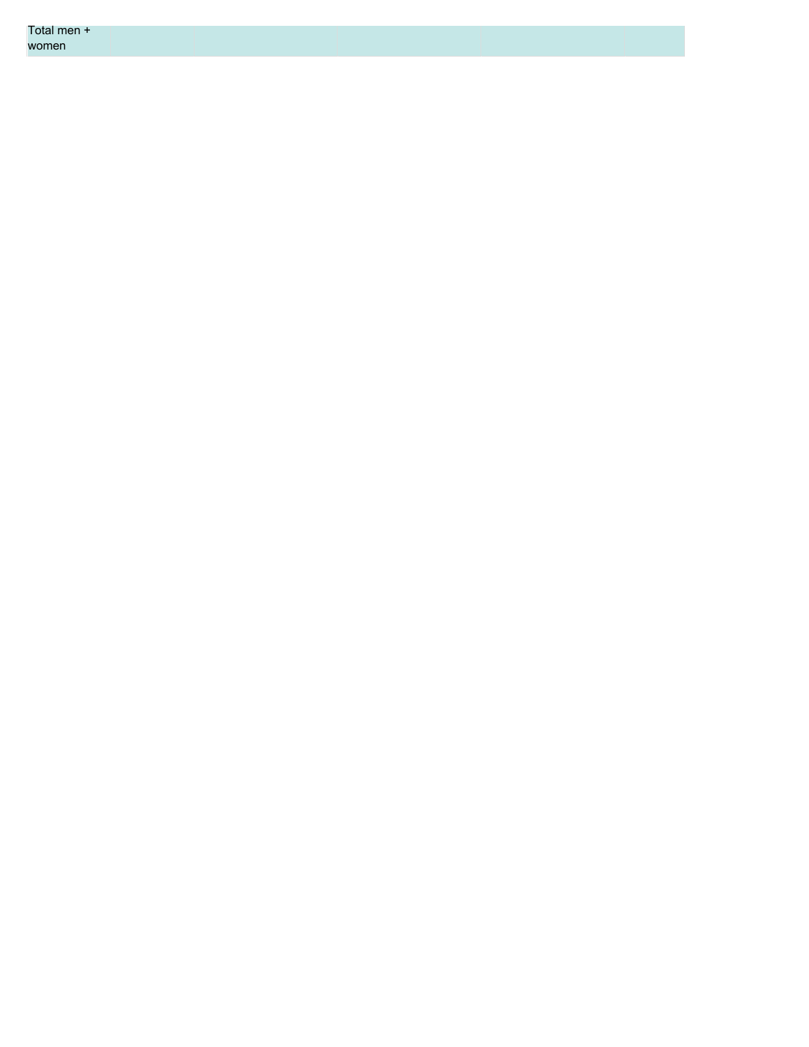| | | | | | | | |
|---|---|---|---|---|---|---|---|
| Total men + women | | | | | | | |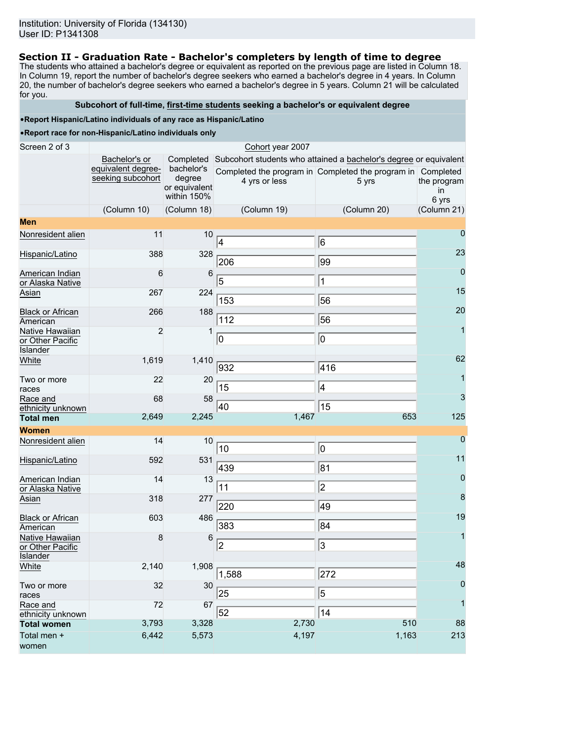Institution: University of Florida (134130)
User ID: P1341308

## Section II - Graduation Rate - Bachelor's completers by length of time to degree

The students who attained a bachelor's degree or equivalent as reported on the previous page are listed in Column 18. In Column 19, report the number of bachelor's degree seekers who earned a bachelor's degree in 4 years. In Column 20, the number of bachelor's degree seekers who earned a bachelor's degree in 5 years. Column 21 will be calculated for you.

**Subcohort of full-time, first-time students seeking a bachelor's or equivalent degree**

- **Report Hispanic/Latino individuals of any race as Hispanic/Latino**
- **Report race for non-Hispanic/Latino individuals only**

| Screen 2 of 3 | Cohort year 2007 | | | | |
|---|---|---|---|---|---|
| | Bachelor's or equivalent degree-seeking subcohort | Completed bachelor's degree or equivalent within 150% | Subcohort students who attained a bachelor's degree or equivalent | | |
| | | | Completed the program in 4 yrs or less | Completed the program in 5 yrs | Completed the program in 6 yrs |
| | (Column 10) | (Column 18) | (Column 19) | (Column 20) | (Column 21) |
| **Men** | | | | | |
| Nonresident alien | 11 | 10 | 4 | 6 | 0 |
| Hispanic/Latino | 388 | 328 | 206 | 99 | 23 |
| American Indian or Alaska Native | 6 | 6 | 5 | 1 | 0 |
| Asian | 267 | 224 | 153 | 56 | 15 |
| Black or African American | 266 | 188 | 112 | 56 | 20 |
| Native Hawaiian or Other Pacific Islander | 2 | 1 | 0 | 0 | 1 |
| White | 1,619 | 1,410 | 932 | 416 | 62 |
| Two or more races | 22 | 20 | 15 | 4 | 1 |
| Race and ethnicity unknown | 68 | 58 | 40 | 15 | 3 |
| **Total men** | 2,649 | 2,245 | 1,467 | 653 | 125 |
| **Women** | | | | | |
| Nonresident alien | 14 | 10 | 10 | 0 | 0 |
| Hispanic/Latino | 592 | 531 | 439 | 81 | 11 |
| American Indian or Alaska Native | 14 | 13 | 11 | 2 | 0 |
| Asian | 318 | 277 | 220 | 49 | 8 |
| Black or African American | 603 | 486 | 383 | 84 | 19 |
| Native Hawaiian or Other Pacific Islander | 8 | 6 | 2 | 3 | 1 |
| White | 2,140 | 1,908 | 1,588 | 272 | 48 |
| Two or more races | 32 | 30 | 25 | 5 | 0 |
| Race and ethnicity unknown | 72 | 67 | 52 | 14 | 1 |
| **Total women** | 3,793 | 3,328 | 2,730 | 510 | 88 |
| Total men + women | 6,442 | 5,573 | 4,197 | 1,163 | 213 |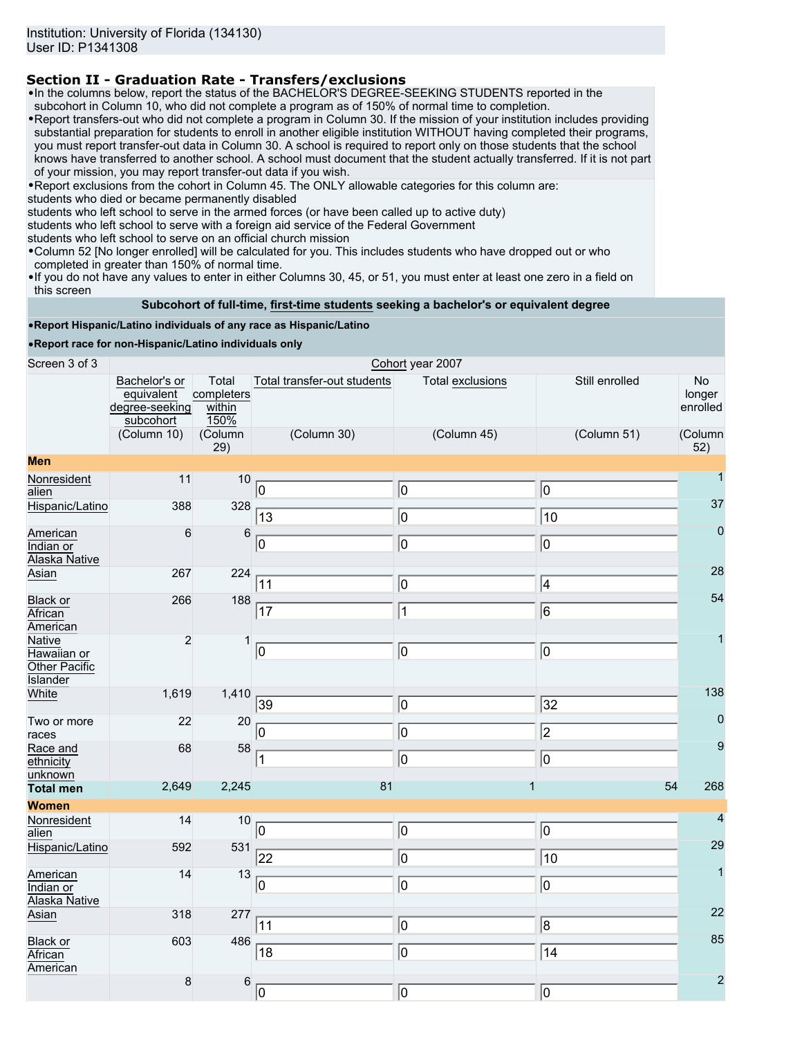Institution: University of Florida (134130)
User ID: P1341308

## Section II - Graduation Rate - Transfers/exclusions

- In the columns below, report the status of the BACHELOR'S DEGREE-SEEKING STUDENTS reported in the subcohort in Column 10, who did not complete a program as of 150% of normal time to completion.
- Report transfers-out who did not complete a program in Column 30. If the mission of your institution includes providing substantial preparation for students to enroll in another eligible institution WITHOUT having completed their programs, you must report transfer-out data in Column 30. A school is required to report only on those students that the school knows have transferred to another school. A school must document that the student actually transferred. If it is not part of your mission, you may report transfer-out data if you wish.
- Report exclusions from the cohort in Column 45. The ONLY allowable categories for this column are:
  students who died or became permanently disabled
  students who left school to serve in the armed forces (or have been called up to active duty)
  students who left school to serve with a foreign aid service of the Federal Government
  students who left school to serve on an official church mission
- Column 52 [No longer enrolled] will be calculated for you. This includes students who have dropped out or who completed in greater than 150% of normal time.
- If you do not have any values to enter in either Columns 30, 45, or 51, you must enter at least one zero in a field on this screen

**Subcohort of full-time, first-time students seeking a bachelor's or equivalent degree**

- **Report Hispanic/Latino individuals of any race as Hispanic/Latino**
- **Report race for non-Hispanic/Latino individuals only**

| Screen 3 of 3 | Cohort year 2007 | | | | | |
|---|---|---|---|---|---|---|
| | Bachelor's or equivalent degree-seeking subcohort | Total completers within 150% | Total transfer-out students | Total exclusions | Still enrolled | No longer enrolled |
| | (Column 10) | (Column 29) | (Column 30) | (Column 45) | (Column 51) | (Column 52) |
| **Men** | | | | | | |
| Nonresident alien | 11 | 10 | 0 | 0 | 0 | 1 |
| Hispanic/Latino | 388 | 328 | 13 | 0 | 10 | 37 |
| American Indian or Alaska Native | 6 | 6 | 0 | 0 | 0 | 0 |
| Asian | 267 | 224 | 11 | 0 | 4 | 28 |
| Black or African American | 266 | 188 | 17 | 1 | 6 | 54 |
| Native Hawaiian or Other Pacific Islander | 2 | 1 | 0 | 0 | 0 | 1 |
| White | 1,619 | 1,410 | 39 | 0 | 32 | 138 |
| Two or more races | 22 | 20 | 0 | 0 | 2 | 0 |
| Race and ethnicity unknown | 68 | 58 | 1 | 0 | 0 | 9 |
| **Total men** | 2,649 | 2,245 | 81 | 1 | 54 | 268 |
| **Women** | | | | | | |
| Nonresident alien | 14 | 10 | 0 | 0 | 0 | 4 |
| Hispanic/Latino | 592 | 531 | 22 | 0 | 10 | 29 |
| American Indian or Alaska Native | 14 | 13 | 0 | 0 | 0 | 1 |
| Asian | 318 | 277 | 11 | 0 | 8 | 22 |
| Black or African American | 603 | 486 | 18 | 0 | 14 | 85 |
| | 8 | 6 | 0 | 0 | 0 | 2 |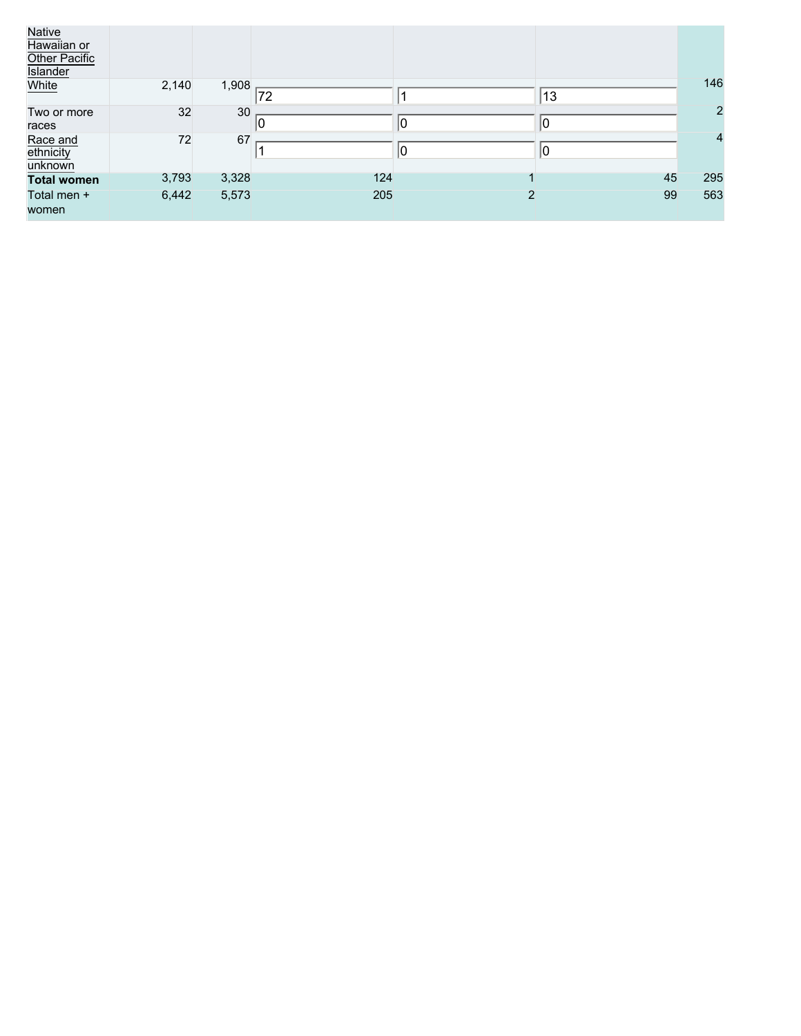| | | | | | | |
|---|---|---|---|---|---|---|
| Native Hawaiian or Other Pacific Islander | | | | | | |
| White | 2,140 | 1,908 | 72 | 1 | 13 | 146 |
| Two or more races | 32 | 30 | 0 | 0 | 0 | 2 |
| Race and ethnicity unknown | 72 | 67 | 1 | 0 | 0 | 4 |
| **Total women** | 3,793 | 3,328 | 124 | 1 | 45 | 295 |
| Total men + women | 6,442 | 5,573 | 205 | 2 | 99 | 563 |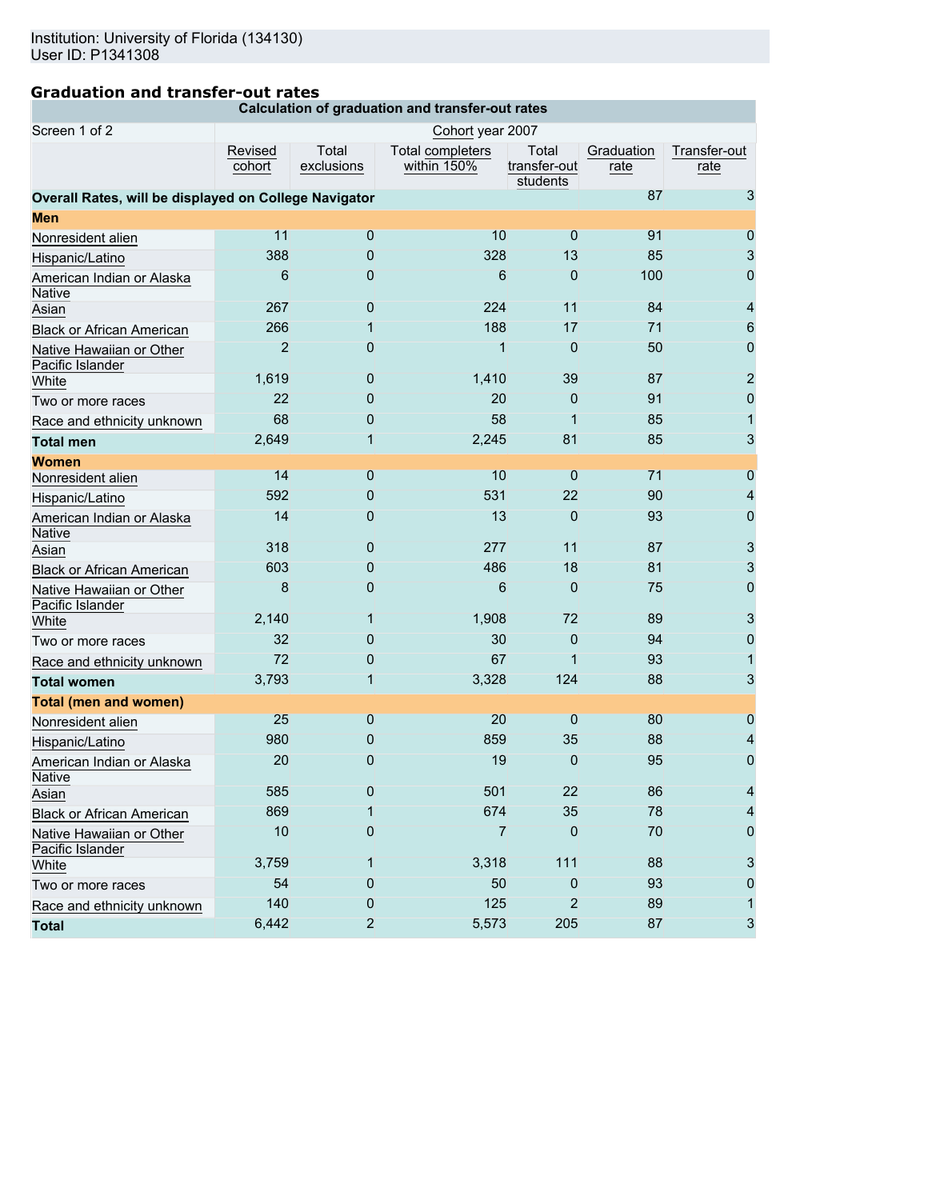Institution: University of Florida (134130)
User ID: P1341308

## Graduation and transfer-out rates

| Calculation of graduation and transfer-out rates | | | | | | |
|---|---|---|---|---|---|---|
| Screen 1 of 2 | Cohort year 2007 | | | | | |
| | Revised cohort | Total exclusions | Total completers within 150% | Total transfer-out students | Graduation rate | Transfer-out rate |
| **Overall Rates, will be displayed on College Navigator** | | | | | 87 | 3 |
| **Men** | | | | | | |
| Nonresident alien | 11 | 0 | 10 | 0 | 91 | 0 |
| Hispanic/Latino | 388 | 0 | 328 | 13 | 85 | 3 |
| American Indian or Alaska Native | 6 | 0 | 6 | 0 | 100 | 0 |
| Asian | 267 | 0 | 224 | 11 | 84 | 4 |
| Black or African American | 266 | 1 | 188 | 17 | 71 | 6 |
| Native Hawaiian or Other Pacific Islander | 2 | 0 | 1 | 0 | 50 | 0 |
| White | 1,619 | 0 | 1,410 | 39 | 87 | 2 |
| Two or more races | 22 | 0 | 20 | 0 | 91 | 0 |
| Race and ethnicity unknown | 68 | 0 | 58 | 1 | 85 | 1 |
| **Total men** | 2,649 | 1 | 2,245 | 81 | 85 | 3 |
| **Women** | | | | | | |
| Nonresident alien | 14 | 0 | 10 | 0 | 71 | 0 |
| Hispanic/Latino | 592 | 0 | 531 | 22 | 90 | 4 |
| American Indian or Alaska Native | 14 | 0 | 13 | 0 | 93 | 0 |
| Asian | 318 | 0 | 277 | 11 | 87 | 3 |
| Black or African American | 603 | 0 | 486 | 18 | 81 | 3 |
| Native Hawaiian or Other Pacific Islander | 8 | 0 | 6 | 0 | 75 | 0 |
| White | 2,140 | 1 | 1,908 | 72 | 89 | 3 |
| Two or more races | 32 | 0 | 30 | 0 | 94 | 0 |
| Race and ethnicity unknown | 72 | 0 | 67 | 1 | 93 | 1 |
| **Total women** | 3,793 | 1 | 3,328 | 124 | 88 | 3 |
| **Total (men and women)** | | | | | | |
| Nonresident alien | 25 | 0 | 20 | 0 | 80 | 0 |
| Hispanic/Latino | 980 | 0 | 859 | 35 | 88 | 4 |
| American Indian or Alaska Native | 20 | 0 | 19 | 0 | 95 | 0 |
| Asian | 585 | 0 | 501 | 22 | 86 | 4 |
| Black or African American | 869 | 1 | 674 | 35 | 78 | 4 |
| Native Hawaiian or Other Pacific Islander | 10 | 0 | 7 | 0 | 70 | 0 |
| White | 3,759 | 1 | 3,318 | 111 | 88 | 3 |
| Two or more races | 54 | 0 | 50 | 0 | 93 | 0 |
| Race and ethnicity unknown | 140 | 0 | 125 | 2 | 89 | 1 |
| **Total** | 6,442 | 2 | 5,573 | 205 | 87 | 3 |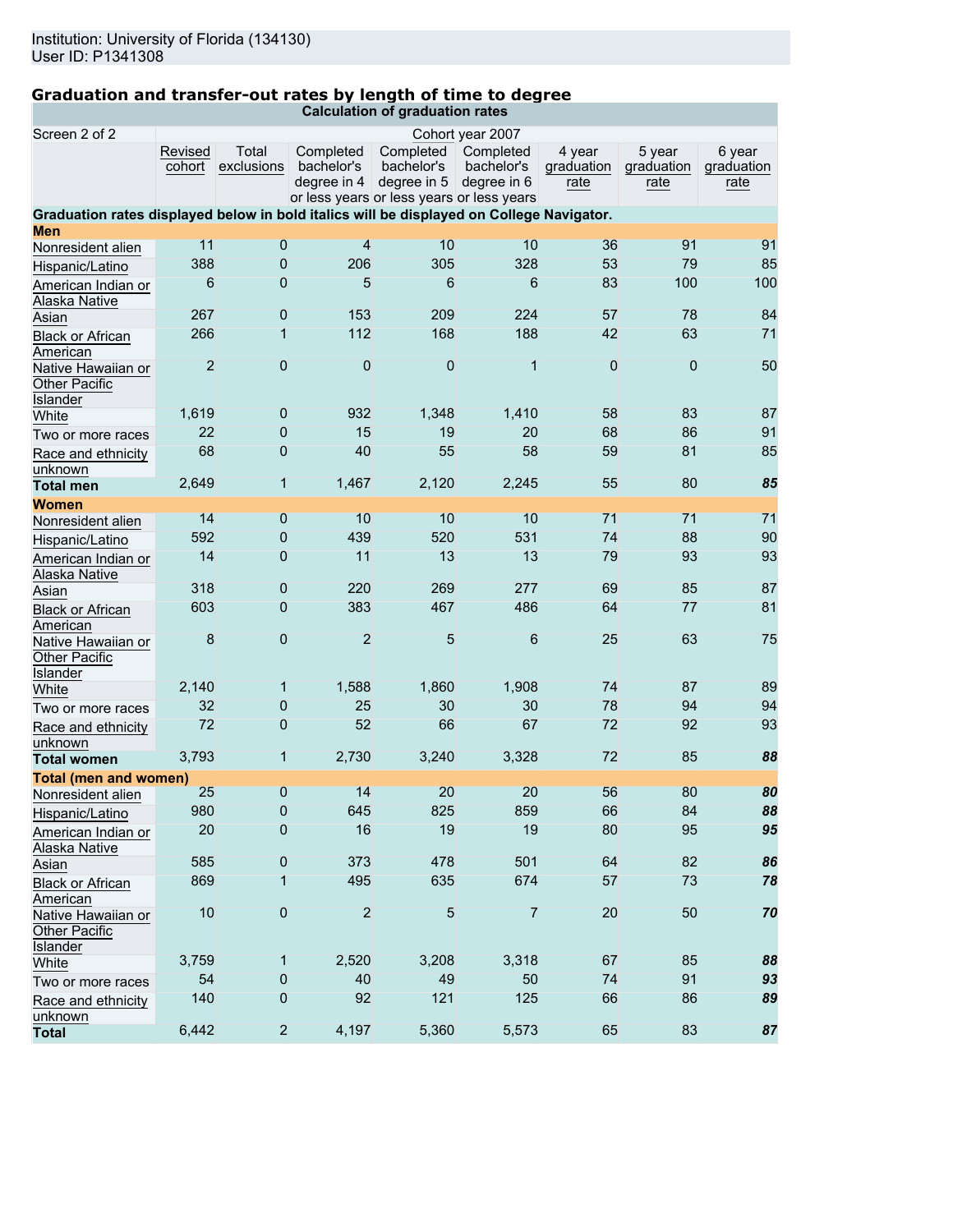Institution: University of Florida (134130)
User ID: P1341308

## Graduation and transfer-out rates by length of time to degree

| Calculation of graduation rates | | | | | | | | |
|---|---|---|---|---|---|---|---|---|
| Screen 2 of 2 | Cohort year 2007 | | | | | | | |
| | Revised cohort | Total exclusions | Completed bachelor's degree in 4 or less years | Completed bachelor's degree in 5 or less years | Completed bachelor's degree in 6 or less years | 4 year graduation rate | 5 year graduation rate | 6 year graduation rate |
| **Graduation rates displayed below in bold italics will be displayed on College Navigator.** | | | | | | | | |
| **Men** | | | | | | | | |
| Nonresident alien | 11 | 0 | 4 | 10 | 10 | 36 | 91 | 91 |
| Hispanic/Latino | 388 | 0 | 206 | 305 | 328 | 53 | 79 | 85 |
| American Indian or Alaska Native | 6 | 0 | 5 | 6 | 6 | 83 | 100 | 100 |
| Asian | 267 | 0 | 153 | 209 | 224 | 57 | 78 | 84 |
| Black or African American | 266 | 1 | 112 | 168 | 188 | 42 | 63 | 71 |
| Native Hawaiian or Other Pacific Islander | 2 | 0 | 0 | 0 | 1 | 0 | 0 | 50 |
| White | 1,619 | 0 | 932 | 1,348 | 1,410 | 58 | 83 | 87 |
| Two or more races | 22 | 0 | 15 | 19 | 20 | 68 | 86 | 91 |
| Race and ethnicity unknown | 68 | 0 | 40 | 55 | 58 | 59 | 81 | 85 |
| **Total men** | 2,649 | 1 | 1,467 | 2,120 | 2,245 | 55 | 80 | ***85*** |
| **Women** | | | | | | | | |
| Nonresident alien | 14 | 0 | 10 | 10 | 10 | 71 | 71 | 71 |
| Hispanic/Latino | 592 | 0 | 439 | 520 | 531 | 74 | 88 | 90 |
| American Indian or Alaska Native | 14 | 0 | 11 | 13 | 13 | 79 | 93 | 93 |
| Asian | 318 | 0 | 220 | 269 | 277 | 69 | 85 | 87 |
| Black or African American | 603 | 0 | 383 | 467 | 486 | 64 | 77 | 81 |
| Native Hawaiian or Other Pacific Islander | 8 | 0 | 2 | 5 | 6 | 25 | 63 | 75 |
| White | 2,140 | 1 | 1,588 | 1,860 | 1,908 | 74 | 87 | 89 |
| Two or more races | 32 | 0 | 25 | 30 | 30 | 78 | 94 | 94 |
| Race and ethnicity unknown | 72 | 0 | 52 | 66 | 67 | 72 | 92 | 93 |
| **Total women** | 3,793 | 1 | 2,730 | 3,240 | 3,328 | 72 | 85 | ***88*** |
| **Total (men and women)** | | | | | | | | |
| Nonresident alien | 25 | 0 | 14 | 20 | 20 | 56 | 80 | ***80*** |
| Hispanic/Latino | 980 | 0 | 645 | 825 | 859 | 66 | 84 | ***88*** |
| American Indian or Alaska Native | 20 | 0 | 16 | 19 | 19 | 80 | 95 | ***95*** |
| Asian | 585 | 0 | 373 | 478 | 501 | 64 | 82 | ***86*** |
| Black or African American | 869 | 1 | 495 | 635 | 674 | 57 | 73 | ***78*** |
| Native Hawaiian or Other Pacific Islander | 10 | 0 | 2 | 5 | 7 | 20 | 50 | ***70*** |
| White | 3,759 | 1 | 2,520 | 3,208 | 3,318 | 67 | 85 | ***88*** |
| Two or more races | 54 | 0 | 40 | 49 | 50 | 74 | 91 | ***93*** |
| Race and ethnicity unknown | 140 | 0 | 92 | 121 | 125 | 66 | 86 | ***89*** |
| **Total** | 6,442 | 2 | 4,197 | 5,360 | 5,573 | 65 | 83 | ***87*** |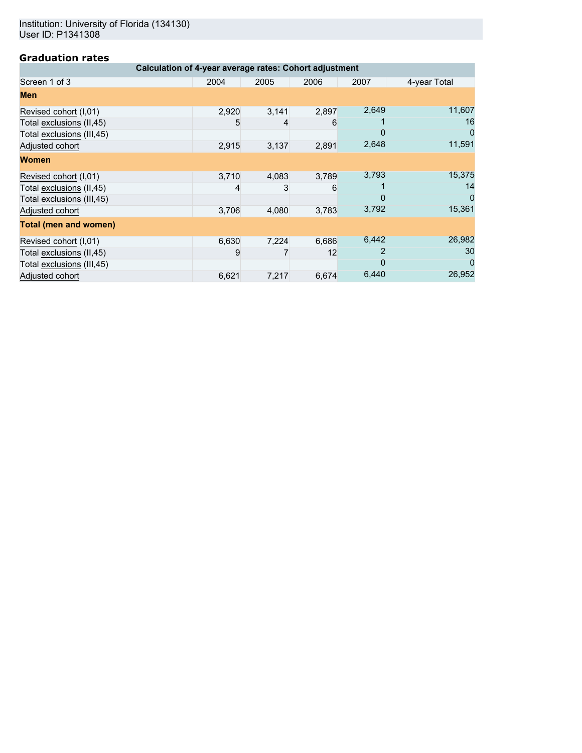Institution: University of Florida (134130)
User ID: P1341308

## Graduation rates

| Calculation of 4-year average rates: Cohort adjustment | | | | | |
|---|---|---|---|---|---|
| Screen 1 of 3 | 2004 | 2005 | 2006 | 2007 | 4-year Total |
| **Men** | | | | | |
| Revised cohort (I,01) | 2,920 | 3,141 | 2,897 | 2,649 | 11,607 |
| Total exclusions (II,45) | 5 | 4 | 6 | 1 | 16 |
| Total exclusions (III,45) | | | | 0 | 0 |
| Adjusted cohort | 2,915 | 3,137 | 2,891 | 2,648 | 11,591 |
| **Women** | | | | | |
| Revised cohort (I,01) | 3,710 | 4,083 | 3,789 | 3,793 | 15,375 |
| Total exclusions (II,45) | 4 | 3 | 6 | 1 | 14 |
| Total exclusions (III,45) | | | | 0 | 0 |
| Adjusted cohort | 3,706 | 4,080 | 3,783 | 3,792 | 15,361 |
| **Total (men and women)** | | | | | |
| Revised cohort (I,01) | 6,630 | 7,224 | 6,686 | 6,442 | 26,982 |
| Total exclusions (II,45) | 9 | 7 | 12 | 2 | 30 |
| Total exclusions (III,45) | | | | 0 | 0 |
| Adjusted cohort | 6,621 | 7,217 | 6,674 | 6,440 | 26,952 |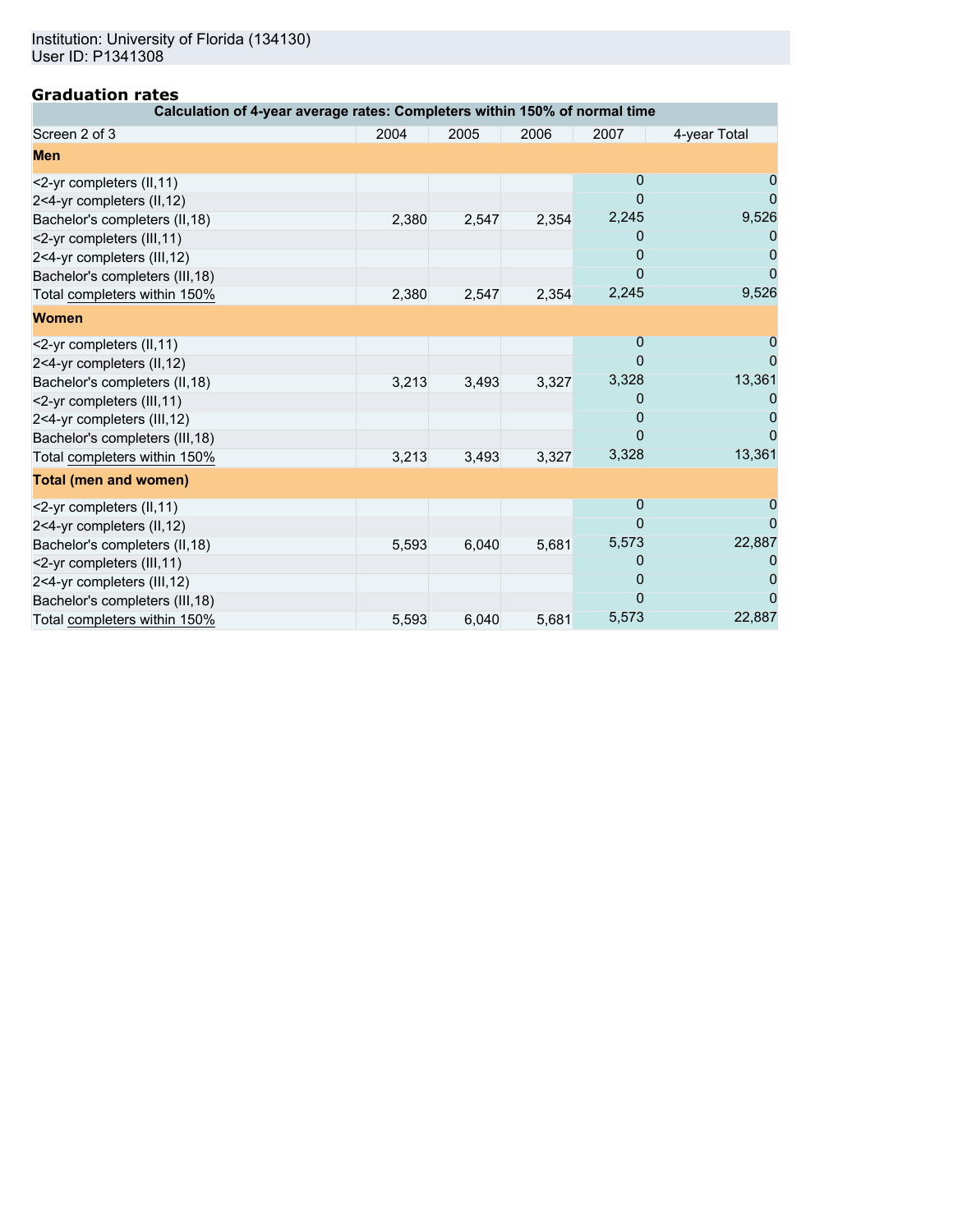Institution: University of Florida (134130)
User ID: P1341308

## Graduation rates

| Calculation of 4-year average rates: Completers within 150% of normal time | | | | | |
|---|---|---|---|---|---|
| Screen 2 of 3 | 2004 | 2005 | 2006 | 2007 | 4-year Total |
| **Men** | | | | | |
| <2-yr completers (II,11) | | | | 0 | 0 |
| 2<4-yr completers (II,12) | | | | 0 | 0 |
| Bachelor's completers (II,18) | 2,380 | 2,547 | 2,354 | 2,245 | 9,526 |
| <2-yr completers (III,11) | | | | 0 | 0 |
| 2<4-yr completers (III,12) | | | | 0 | 0 |
| Bachelor's completers (III,18) | | | | 0 | 0 |
| Total completers within 150% | 2,380 | 2,547 | 2,354 | 2,245 | 9,526 |
| **Women** | | | | | |
| <2-yr completers (II,11) | | | | 0 | 0 |
| 2<4-yr completers (II,12) | | | | 0 | 0 |
| Bachelor's completers (II,18) | 3,213 | 3,493 | 3,327 | 3,328 | 13,361 |
| <2-yr completers (III,11) | | | | 0 | 0 |
| 2<4-yr completers (III,12) | | | | 0 | 0 |
| Bachelor's completers (III,18) | | | | 0 | 0 |
| Total completers within 150% | 3,213 | 3,493 | 3,327 | 3,328 | 13,361 |
| **Total (men and women)** | | | | | |
| <2-yr completers (II,11) | | | | 0 | 0 |
| 2<4-yr completers (II,12) | | | | 0 | 0 |
| Bachelor's completers (II,18) | 5,593 | 6,040 | 5,681 | 5,573 | 22,887 |
| <2-yr completers (III,11) | | | | 0 | 0 |
| 2<4-yr completers (III,12) | | | | 0 | 0 |
| Bachelor's completers (III,18) | | | | 0 | 0 |
| Total completers within 150% | 5,593 | 6,040 | 5,681 | 5,573 | 22,887 |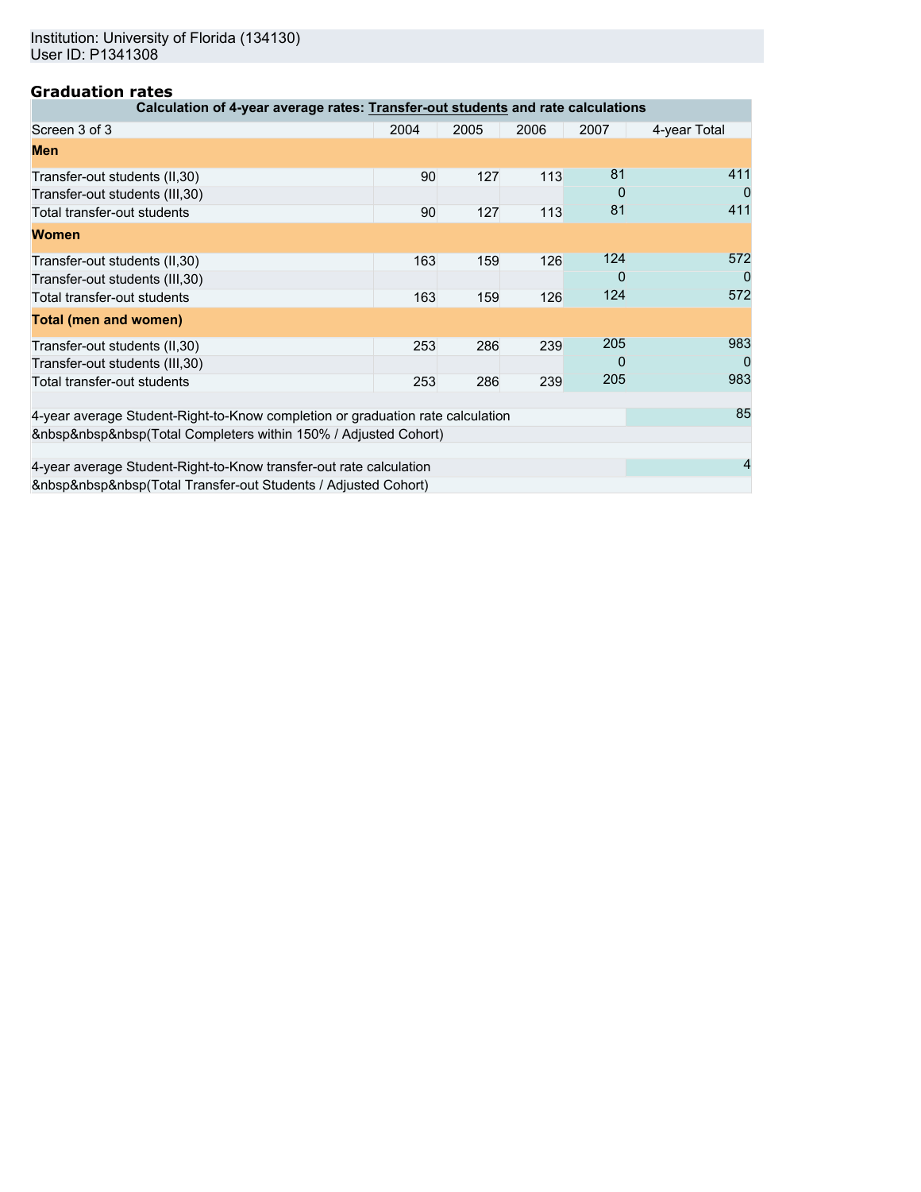Institution: University of Florida (134130)
User ID: P1341308

## Graduation rates

| Calculation of 4-year average rates: Transfer-out students and rate calculations | | | | | |
|---|---|---|---|---|---|
| Screen 3 of 3 | 2004 | 2005 | 2006 | 2007 | 4-year Total |
| **Men** | | | | | |
| Transfer-out students (II,30) | 90 | 127 | 113 | 81 | 411 |
| Transfer-out students (III,30) | | | | 0 | 0 |
| Total transfer-out students | 90 | 127 | 113 | 81 | 411 |
| **Women** | | | | | |
| Transfer-out students (II,30) | 163 | 159 | 126 | 124 | 572 |
| Transfer-out students (III,30) | | | | 0 | 0 |
| Total transfer-out students | 163 | 159 | 126 | 124 | 572 |
| **Total (men and women)** | | | | | |
| Transfer-out students (II,30) | 253 | 286 | 239 | 205 | 983 |
| Transfer-out students (III,30) | | | | 0 | 0 |
| Total transfer-out students | 253 | 286 | 239 | 205 | 983 |

| | |
|---|---|
| 4-year average Student-Right-to-Know completion or graduation rate calculation | 85 |
| &nbsp&nbsp&nbsp(Total Completers within 150% / Adjusted Cohort) | |
| 4-year average Student-Right-to-Know transfer-out rate calculation | 4 |
| &nbsp&nbsp&nbsp(Total Transfer-out Students / Adjusted Cohort) | |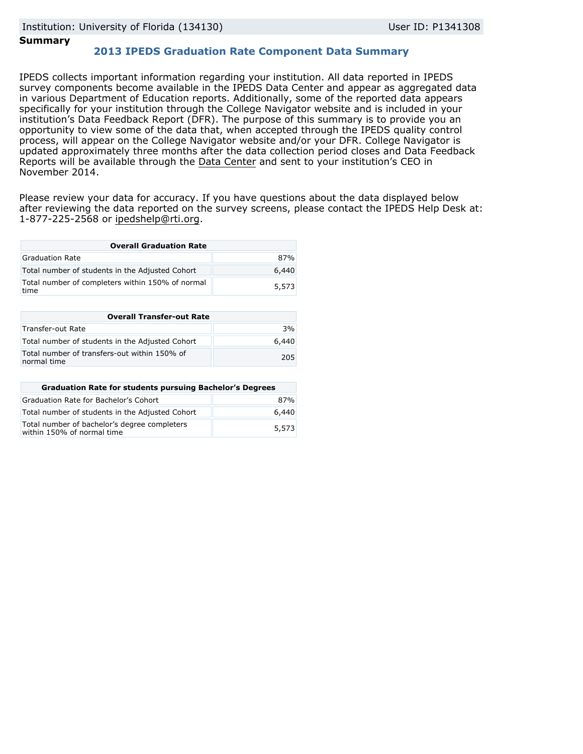## Summary

### 2013 IPEDS Graduation Rate Component Data Summary

IPEDS collects important information regarding your institution. All data reported in IPEDS survey components become available in the IPEDS Data Center and appear as aggregated data in various Department of Education reports. Additionally, some of the reported data appears specifically for your institution through the College Navigator website and is included in your institution's Data Feedback Report (DFR). The purpose of this summary is to provide you an opportunity to view some of the data that, when accepted through the IPEDS quality control process, will appear on the College Navigator website and/or your DFR. College Navigator is updated approximately three months after the data collection period closes and Data Feedback Reports will be available through the Data Center and sent to your institution's CEO in November 2014.

Please review your data for accuracy. If you have questions about the data displayed below after reviewing the data reported on the survey screens, please contact the IPEDS Help Desk at: 1-877-225-2568 or ipedshelp@rti.org.

| Overall Graduation Rate | |
|---|---|
| Graduation Rate | 87% |
| Total number of students in the Adjusted Cohort | 6,440 |
| Total number of completers within 150% of normal time | 5,573 |

| Overall Transfer-out Rate | |
|---|---|
| Transfer-out Rate | 3% |
| Total number of students in the Adjusted Cohort | 6,440 |
| Total number of transfers-out within 150% of normal time | 205 |

| Graduation Rate for students pursuing Bachelor's Degrees | |
|---|---|
| Graduation Rate for Bachelor's Cohort | 87% |
| Total number of students in the Adjusted Cohort | 6,440 |
| Total number of bachelor's degree completers within 150% of normal time | 5,573 |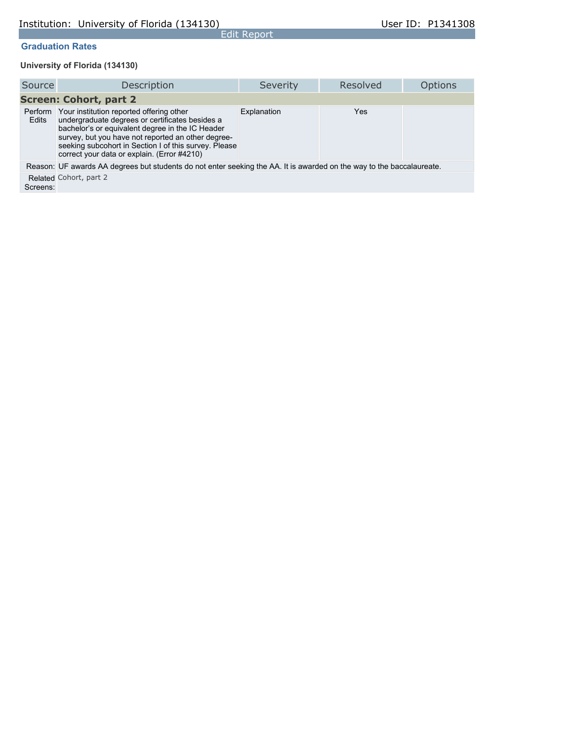Institution: University of Florida (134130) User ID: P1341308

Edit Report

## Graduation Rates

**University of Florida (134130)**

| Source | Description | Severity | Resolved | Options |
|---|---|---|---|---|
| **Screen: Cohort, part 2** | | | | |
| Perform Edits | Your institution reported offering other undergraduate degrees or certificates besides a bachelor's or equivalent degree in the IC Header survey, but you have not reported an other degree-seeking subcohort in Section I of this survey. Please correct your data or explain. (Error #4210) | Explanation | Yes | |
| Reason: | UF awards AA degrees but students do not enter seeking the AA. It is awarded on the way to the baccalaureate. | | | |
| Related Screens: | Cohort, part 2 | | | |